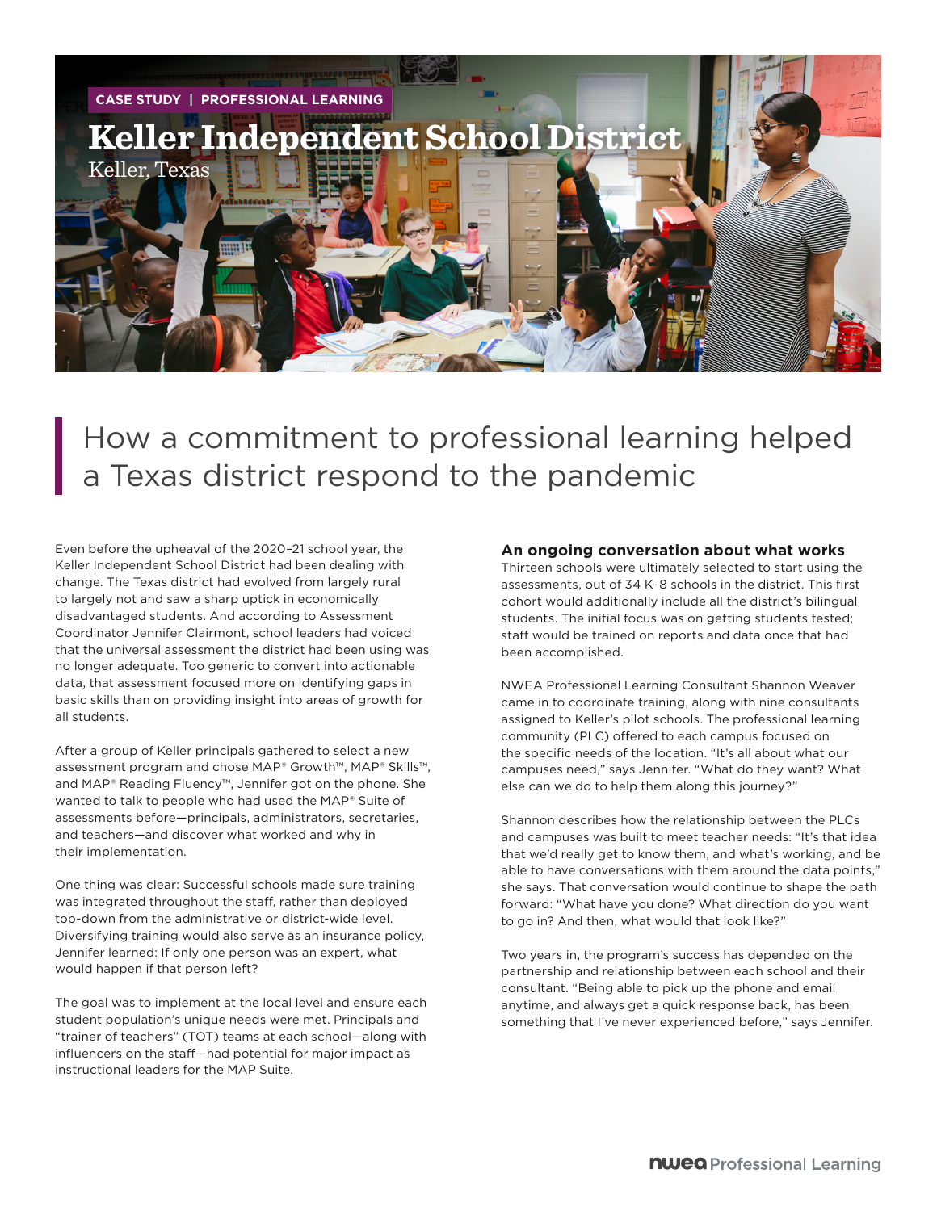CASE STUDY | PROFESSIONAL LEARNING

# Keller Independent School District

Keller, Texas

## How a commitment to professional learning helped a Texas district respond to the pandemic

Even before the upheaval of the 2020–21 school year, the Keller Independent School District had been dealing with change. The Texas district had evolved from largely rural to largely not and saw a sharp uptick in economically disadvantaged students. And according to Assessment Coordinator Jennifer Clairmont, school leaders had voiced that the universal assessment the district had been using was no longer adequate. Too generic to convert into actionable data, that assessment focused more on identifying gaps in basic skills than on providing insight into areas of growth for all students.

After a group of Keller principals gathered to select a new assessment program and chose MAP® Growth™, MAP® Skills™, and MAP® Reading Fluency™, Jennifer got on the phone. She wanted to talk to people who had used the MAP® Suite of assessments before—principals, administrators, secretaries, and teachers—and discover what worked and why in their implementation.

One thing was clear: Successful schools made sure training was integrated throughout the staff, rather than deployed top-down from the administrative or district-wide level. Diversifying training would also serve as an insurance policy, Jennifer learned: If only one person was an expert, what would happen if that person left?

The goal was to implement at the local level and ensure each student population's unique needs were met. Principals and "trainer of teachers" (TOT) teams at each school—along with influencers on the staff—had potential for major impact as instructional leaders for the MAP Suite.

### An ongoing conversation about what works

Thirteen schools were ultimately selected to start using the assessments, out of 34 K–8 schools in the district. This first cohort would additionally include all the district's bilingual students. The initial focus was on getting students tested; staff would be trained on reports and data once that had been accomplished.

NWEA Professional Learning Consultant Shannon Weaver came in to coordinate training, along with nine consultants assigned to Keller's pilot schools. The professional learning community (PLC) offered to each campus focused on the specific needs of the location. "It's all about what our campuses need," says Jennifer. "What do they want? What else can we do to help them along this journey?"

Shannon describes how the relationship between the PLCs and campuses was built to meet teacher needs: "It's that idea that we'd really get to know them, and what's working, and be able to have conversations with them around the data points," she says. That conversation would continue to shape the path forward: "What have you done? What direction do you want to go in? And then, what would that look like?"

Two years in, the program's success has depended on the partnership and relationship between each school and their consultant. "Being able to pick up the phone and email anytime, and always get a quick response back, has been something that I've never experienced before," says Jennifer.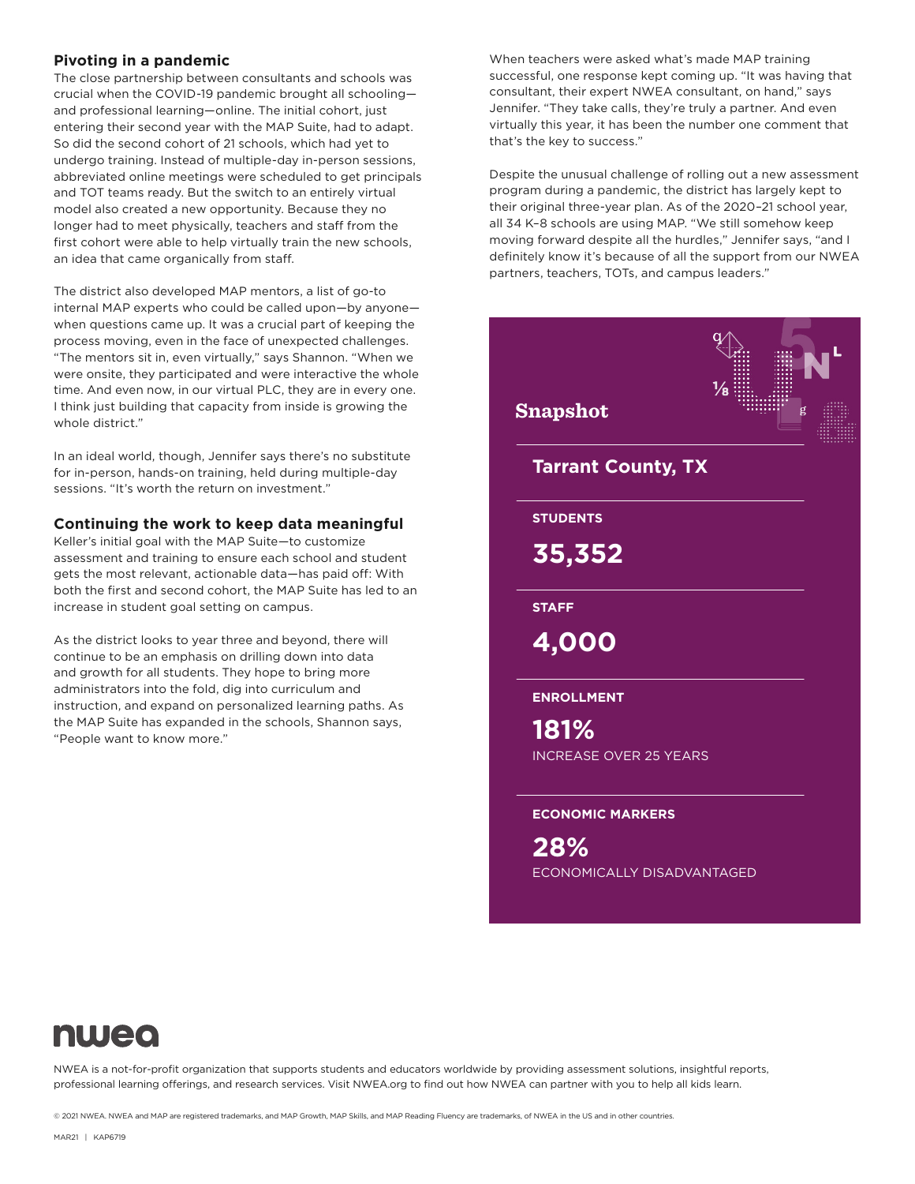## Pivoting in a pandemic

The close partnership between consultants and schools was crucial when the COVID-19 pandemic brought all schooling—and professional learning—online. The initial cohort, just entering their second year with the MAP Suite, had to adapt. So did the second cohort of 21 schools, which had yet to undergo training. Instead of multiple-day in-person sessions, abbreviated online meetings were scheduled to get principals and TOT teams ready. But the switch to an entirely virtual model also created a new opportunity. Because they no longer had to meet physically, teachers and staff from the first cohort were able to help virtually train the new schools, an idea that came organically from staff.

The district also developed MAP mentors, a list of go-to internal MAP experts who could be called upon—by anyone—when questions came up. It was a crucial part of keeping the process moving, even in the face of unexpected challenges. "The mentors sit in, even virtually," says Shannon. "When we were onsite, they participated and were interactive the whole time. And even now, in our virtual PLC, they are in every one. I think just building that capacity from inside is growing the whole district."

In an ideal world, though, Jennifer says there's no substitute for in-person, hands-on training, held during multiple-day sessions. "It's worth the return on investment."

## Continuing the work to keep data meaningful

Keller's initial goal with the MAP Suite—to customize assessment and training to ensure each school and student gets the most relevant, actionable data—has paid off: With both the first and second cohort, the MAP Suite has led to an increase in student goal setting on campus.

As the district looks to year three and beyond, there will continue to be an emphasis on drilling down into data and growth for all students. They hope to bring more administrators into the fold, dig into curriculum and instruction, and expand on personalized learning paths. As the MAP Suite has expanded in the schools, Shannon says, "People want to know more."

When teachers were asked what's made MAP training successful, one response kept coming up. "It was having that consultant, their expert NWEA consultant, on hand," says Jennifer. "They take calls, they're truly a partner. And even virtually this year, it has been the number one comment that that's the key to success."

Despite the unusual challenge of rolling out a new assessment program during a pandemic, the district has largely kept to their original three-year plan. As of the 2020–21 school year, all 34 K–8 schools are using MAP. "We still somehow keep moving forward despite all the hurdles," Jennifer says, "and I definitely know it's because of all the support from our NWEA partners, teachers, TOTs, and campus leaders."

## Snapshot

**Tarrant County, TX**

**STUDENTS**
**35,352**

**STAFF**
**4,000**

**ENROLLMENT**
**181%**
INCREASE OVER 25 YEARS

**ECONOMIC MARKERS**
**28%**
ECONOMICALLY DISADVANTAGED

**nwea**

NWEA is a not-for-profit organization that supports students and educators worldwide by providing assessment solutions, insightful reports, professional learning offerings, and research services. Visit NWEA.org to find out how NWEA can partner with you to help all kids learn.

© 2021 NWEA. NWEA and MAP are registered trademarks, and MAP Growth, MAP Skills, and MAP Reading Fluency are trademarks, of NWEA in the US and in other countries.

MAR21 | KAP6719